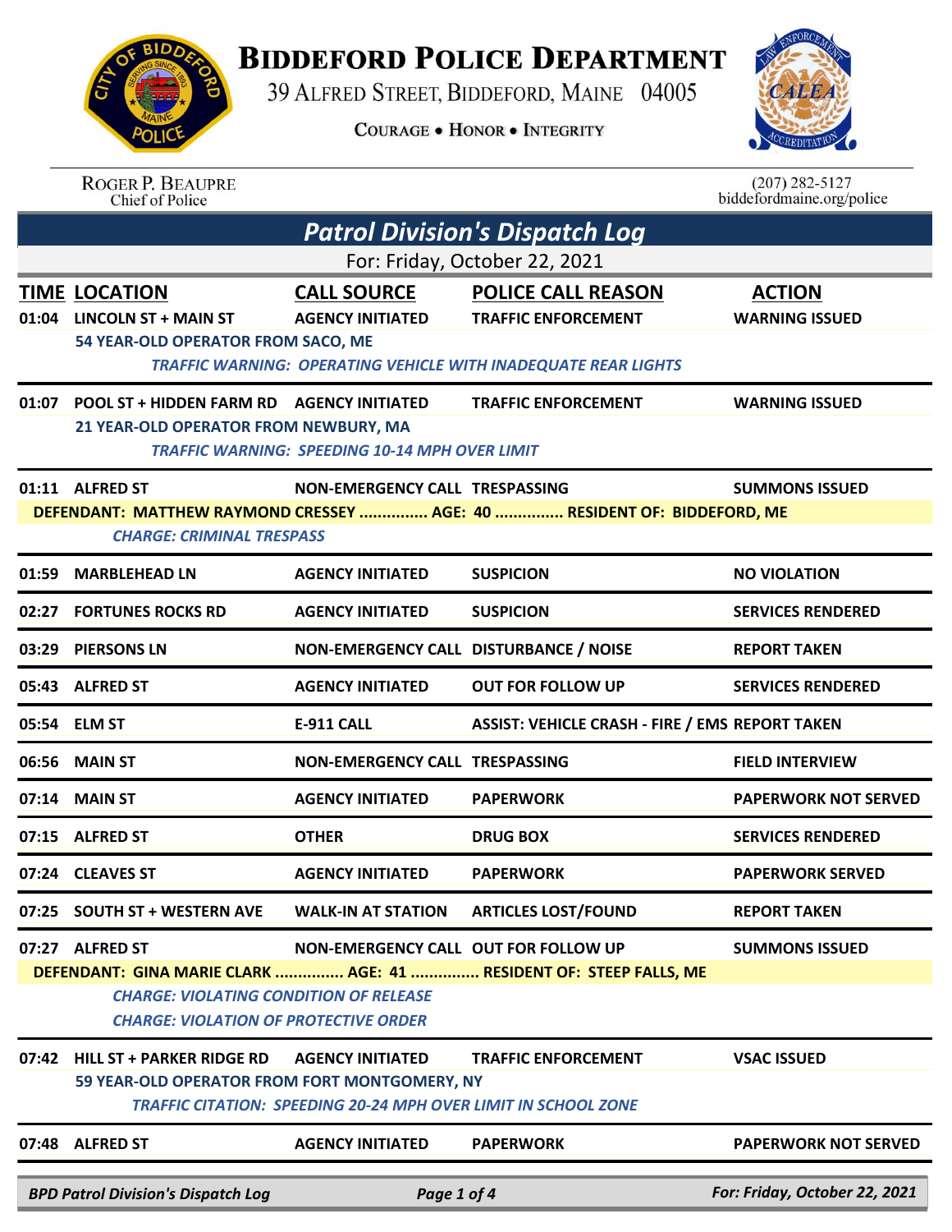# BIDDEFORD POLICE DEPARTMENT

39 ALFRED STREET, BIDDEFORD, MAINE 04005

COURAGE • HONOR • INTEGRITY

ROGER P. BEAUPRE
Chief of Police

(207) 282-5127
biddefordmaine.org/police

## *Patrol Division's Dispatch Log*

For: Friday, October 22, 2021

| TIME | LOCATION | CALL SOURCE | POLICE CALL REASON | ACTION |
|---|---|---|---|---|
| 01:04 | LINCOLN ST + MAIN ST | AGENCY INITIATED | TRAFFIC ENFORCEMENT | WARNING ISSUED |
| | 54 YEAR-OLD OPERATOR FROM SACO, ME | | | |
| | *TRAFFIC WARNING: OPERATING VEHICLE WITH INADEQUATE REAR LIGHTS* | | | |
| 01:07 | POOL ST + HIDDEN FARM RD | AGENCY INITIATED | TRAFFIC ENFORCEMENT | WARNING ISSUED |
| | 21 YEAR-OLD OPERATOR FROM NEWBURY, MA | | | |
| | *TRAFFIC WARNING: SPEEDING 10-14 MPH OVER LIMIT* | | | |
| 01:11 | ALFRED ST | NON-EMERGENCY CALL | TRESPASSING | SUMMONS ISSUED |
| | DEFENDANT: MATTHEW RAYMOND CRESSEY ............... AGE: 40 ............... RESIDENT OF: BIDDEFORD, ME | | | |
| | *CHARGE: CRIMINAL TRESPASS* | | | |
| 01:59 | MARBLEHEAD LN | AGENCY INITIATED | SUSPICION | NO VIOLATION |
| 02:27 | FORTUNES ROCKS RD | AGENCY INITIATED | SUSPICION | SERVICES RENDERED |
| 03:29 | PIERSONS LN | NON-EMERGENCY CALL | DISTURBANCE / NOISE | REPORT TAKEN |
| 05:43 | ALFRED ST | AGENCY INITIATED | OUT FOR FOLLOW UP | SERVICES RENDERED |
| 05:54 | ELM ST | E-911 CALL | ASSIST: VEHICLE CRASH - FIRE / EMS | REPORT TAKEN |
| 06:56 | MAIN ST | NON-EMERGENCY CALL | TRESPASSING | FIELD INTERVIEW |
| 07:14 | MAIN ST | AGENCY INITIATED | PAPERWORK | PAPERWORK NOT SERVED |
| 07:15 | ALFRED ST | OTHER | DRUG BOX | SERVICES RENDERED |
| 07:24 | CLEAVES ST | AGENCY INITIATED | PAPERWORK | PAPERWORK SERVED |
| 07:25 | SOUTH ST + WESTERN AVE | WALK-IN AT STATION | ARTICLES LOST/FOUND | REPORT TAKEN |
| 07:27 | ALFRED ST | NON-EMERGENCY CALL | OUT FOR FOLLOW UP | SUMMONS ISSUED |
| | DEFENDANT: GINA MARIE CLARK ............... AGE: 41 ............... RESIDENT OF: STEEP FALLS, ME | | | |
| | *CHARGE: VIOLATING CONDITION OF RELEASE* | | | |
| | *CHARGE: VIOLATION OF PROTECTIVE ORDER* | | | |
| 07:42 | HILL ST + PARKER RIDGE RD | AGENCY INITIATED | TRAFFIC ENFORCEMENT | VSAC ISSUED |
| | 59 YEAR-OLD OPERATOR FROM FORT MONTGOMERY, NY | | | |
| | *TRAFFIC CITATION: SPEEDING 20-24 MPH OVER LIMIT IN SCHOOL ZONE* | | | |
| 07:48 | ALFRED ST | AGENCY INITIATED | PAPERWORK | PAPERWORK NOT SERVED |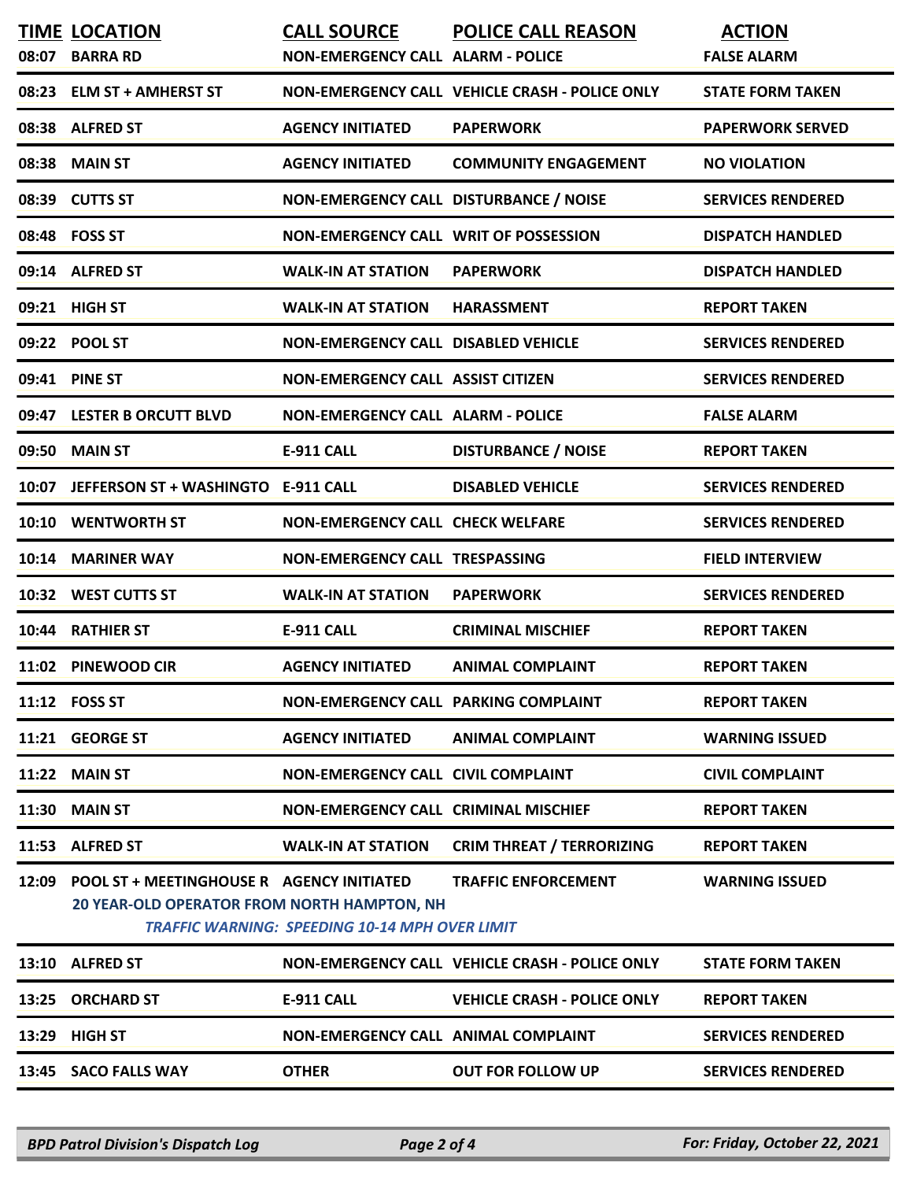| TIME | LOCATION | CALL SOURCE | POLICE CALL REASON | ACTION |
|---|---|---|---|---|
| 08:07 | BARRA RD | NON-EMERGENCY CALL | ALARM - POLICE | FALSE ALARM |
| 08:23 | ELM ST + AMHERST ST | NON-EMERGENCY CALL | VEHICLE CRASH - POLICE ONLY | STATE FORM TAKEN |
| 08:38 | ALFRED ST | AGENCY INITIATED | PAPERWORK | PAPERWORK SERVED |
| 08:38 | MAIN ST | AGENCY INITIATED | COMMUNITY ENGAGEMENT | NO VIOLATION |
| 08:39 | CUTTS ST | NON-EMERGENCY CALL | DISTURBANCE / NOISE | SERVICES RENDERED |
| 08:48 | FOSS ST | NON-EMERGENCY CALL | WRIT OF POSSESSION | DISPATCH HANDLED |
| 09:14 | ALFRED ST | WALK-IN AT STATION | PAPERWORK | DISPATCH HANDLED |
| 09:21 | HIGH ST | WALK-IN AT STATION | HARASSMENT | REPORT TAKEN |
| 09:22 | POOL ST | NON-EMERGENCY CALL | DISABLED VEHICLE | SERVICES RENDERED |
| 09:41 | PINE ST | NON-EMERGENCY CALL | ASSIST CITIZEN | SERVICES RENDERED |
| 09:47 | LESTER B ORCUTT BLVD | NON-EMERGENCY CALL | ALARM - POLICE | FALSE ALARM |
| 09:50 | MAIN ST | E-911 CALL | DISTURBANCE / NOISE | REPORT TAKEN |
| 10:07 | JEFFERSON ST + WASHINGTO | E-911 CALL | DISABLED VEHICLE | SERVICES RENDERED |
| 10:10 | WENTWORTH ST | NON-EMERGENCY CALL | CHECK WELFARE | SERVICES RENDERED |
| 10:14 | MARINER WAY | NON-EMERGENCY CALL | TRESPASSING | FIELD INTERVIEW |
| 10:32 | WEST CUTTS ST | WALK-IN AT STATION | PAPERWORK | SERVICES RENDERED |
| 10:44 | RATHIER ST | E-911 CALL | CRIMINAL MISCHIEF | REPORT TAKEN |
| 11:02 | PINEWOOD CIR | AGENCY INITIATED | ANIMAL COMPLAINT | REPORT TAKEN |
| 11:12 | FOSS ST | NON-EMERGENCY CALL | PARKING COMPLAINT | REPORT TAKEN |
| 11:21 | GEORGE ST | AGENCY INITIATED | ANIMAL COMPLAINT | WARNING ISSUED |
| 11:22 | MAIN ST | NON-EMERGENCY CALL | CIVIL COMPLAINT | CIVIL COMPLAINT |
| 11:30 | MAIN ST | NON-EMERGENCY CALL | CRIMINAL MISCHIEF | REPORT TAKEN |
| 11:53 | ALFRED ST | WALK-IN AT STATION | CRIM THREAT / TERRORIZING | REPORT TAKEN |
| 12:09 | POOL ST + MEETINGHOUSE R | AGENCY INITIATED | TRAFFIC ENFORCEMENT | WARNING ISSUED |
| | 20 YEAR-OLD OPERATOR FROM NORTH HAMPTON, NH<br>*TRAFFIC WARNING: SPEEDING 10-14 MPH OVER LIMIT* | | | |
| 13:10 | ALFRED ST | NON-EMERGENCY CALL | VEHICLE CRASH - POLICE ONLY | STATE FORM TAKEN |
| 13:25 | ORCHARD ST | E-911 CALL | VEHICLE CRASH - POLICE ONLY | REPORT TAKEN |
| 13:29 | HIGH ST | NON-EMERGENCY CALL | ANIMAL COMPLAINT | SERVICES RENDERED |
| 13:45 | SACO FALLS WAY | OTHER | OUT FOR FOLLOW UP | SERVICES RENDERED |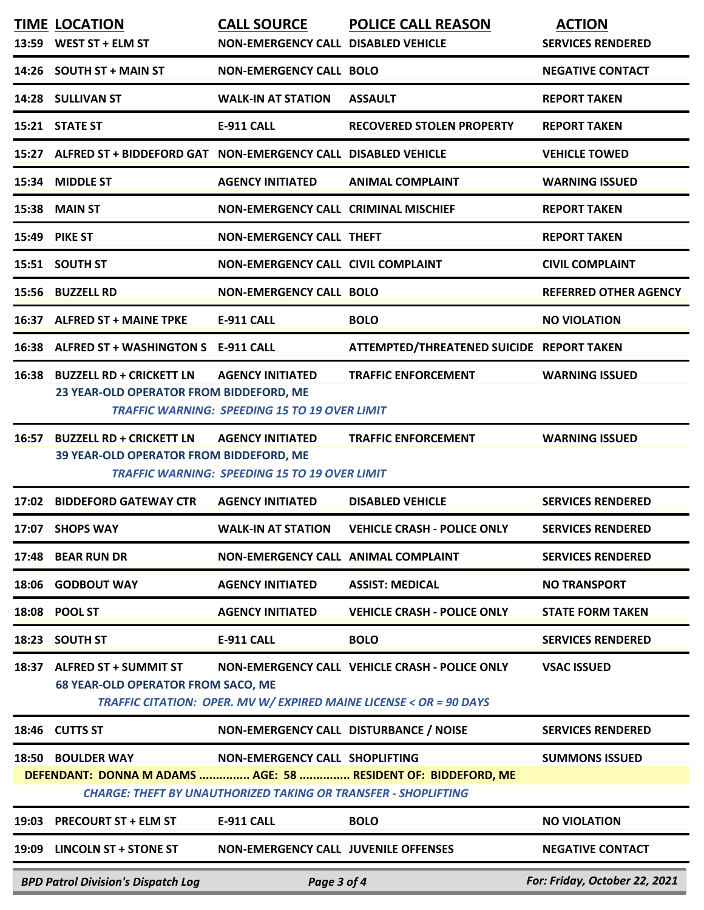| TIME | LOCATION | CALL SOURCE | POLICE CALL REASON | ACTION |
|---|---|---|---|---|
| 13:59 | WEST ST + ELM ST | NON-EMERGENCY CALL | DISABLED VEHICLE | SERVICES RENDERED |
| 14:26 | SOUTH ST + MAIN ST | NON-EMERGENCY CALL | BOLO | NEGATIVE CONTACT |
| 14:28 | SULLIVAN ST | WALK-IN AT STATION | ASSAULT | REPORT TAKEN |
| 15:21 | STATE ST | E-911 CALL | RECOVERED STOLEN PROPERTY | REPORT TAKEN |
| 15:27 | ALFRED ST + BIDDEFORD GAT | NON-EMERGENCY CALL | DISABLED VEHICLE | VEHICLE TOWED |
| 15:34 | MIDDLE ST | AGENCY INITIATED | ANIMAL COMPLAINT | WARNING ISSUED |
| 15:38 | MAIN ST | NON-EMERGENCY CALL | CRIMINAL MISCHIEF | REPORT TAKEN |
| 15:49 | PIKE ST | NON-EMERGENCY CALL | THEFT | REPORT TAKEN |
| 15:51 | SOUTH ST | NON-EMERGENCY CALL | CIVIL COMPLAINT | CIVIL COMPLAINT |
| 15:56 | BUZZELL RD | NON-EMERGENCY CALL | BOLO | REFERRED OTHER AGENCY |
| 16:37 | ALFRED ST + MAINE TPKE | E-911 CALL | BOLO | NO VIOLATION |
| 16:38 | ALFRED ST + WASHINGTON S | E-911 CALL | ATTEMPTED/THREATENED SUICIDE | REPORT TAKEN |
| 16:38 | BUZZELL RD + CRICKETT LN | AGENCY INITIATED | TRAFFIC ENFORCEMENT | WARNING ISSUED |
| | 23 YEAR-OLD OPERATOR FROM BIDDEFORD, ME<br>*TRAFFIC WARNING: SPEEDING 15 TO 19 OVER LIMIT* | | | |
| 16:57 | BUZZELL RD + CRICKETT LN | AGENCY INITIATED | TRAFFIC ENFORCEMENT | WARNING ISSUED |
| | 39 YEAR-OLD OPERATOR FROM BIDDEFORD, ME<br>*TRAFFIC WARNING: SPEEDING 15 TO 19 OVER LIMIT* | | | |
| 17:02 | BIDDEFORD GATEWAY CTR | AGENCY INITIATED | DISABLED VEHICLE | SERVICES RENDERED |
| 17:07 | SHOPS WAY | WALK-IN AT STATION | VEHICLE CRASH - POLICE ONLY | SERVICES RENDERED |
| 17:48 | BEAR RUN DR | NON-EMERGENCY CALL | ANIMAL COMPLAINT | SERVICES RENDERED |
| 18:06 | GODBOUT WAY | AGENCY INITIATED | ASSIST: MEDICAL | NO TRANSPORT |
| 18:08 | POOL ST | AGENCY INITIATED | VEHICLE CRASH - POLICE ONLY | STATE FORM TAKEN |
| 18:23 | SOUTH ST | E-911 CALL | BOLO | SERVICES RENDERED |
| 18:37 | ALFRED ST + SUMMIT ST | NON-EMERGENCY CALL | VEHICLE CRASH - POLICE ONLY | VSAC ISSUED |
| | 68 YEAR-OLD OPERATOR FROM SACO, ME<br>*TRAFFIC CITATION: OPER. MV W/ EXPIRED MAINE LICENSE < OR = 90 DAYS* | | | |
| 18:46 | CUTTS ST | NON-EMERGENCY CALL | DISTURBANCE / NOISE | SERVICES RENDERED |
| 18:50 | BOULDER WAY | NON-EMERGENCY CALL | SHOPLIFTING | SUMMONS ISSUED |
| | DEFENDANT: DONNA M ADAMS ............... AGE: 58 ............... RESIDENT OF: BIDDEFORD, ME<br>*CHARGE: THEFT BY UNAUTHORIZED TAKING OR TRANSFER - SHOPLIFTING* | | | |
| 19:03 | PRECOURT ST + ELM ST | E-911 CALL | BOLO | NO VIOLATION |
| 19:09 | LINCOLN ST + STONE ST | NON-EMERGENCY CALL | JUVENILE OFFENSES | NEGATIVE CONTACT |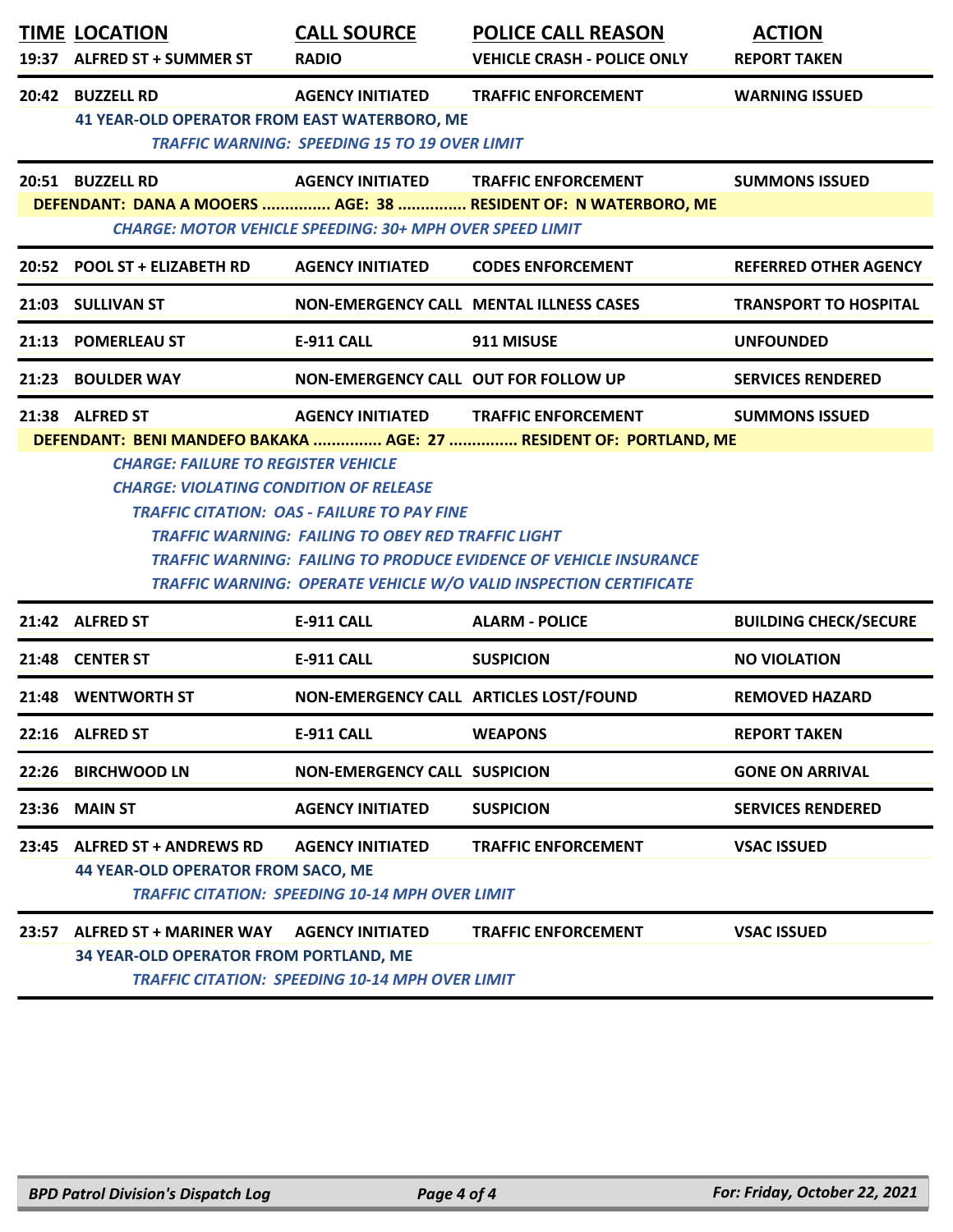| TIME | LOCATION | CALL SOURCE | POLICE CALL REASON | ACTION |
|---|---|---|---|---|
| 19:37 | ALFRED ST + SUMMER ST | RADIO | VEHICLE CRASH - POLICE ONLY | REPORT TAKEN |
| 20:42 | BUZZELL RD | AGENCY INITIATED | TRAFFIC ENFORCEMENT | WARNING ISSUED |
| | 41 YEAR-OLD OPERATOR FROM EAST WATERBORO, ME<br>*TRAFFIC WARNING: SPEEDING 15 TO 19 OVER LIMIT* | | | |
| 20:51 | BUZZELL RD | AGENCY INITIATED | TRAFFIC ENFORCEMENT | SUMMONS ISSUED |
| | DEFENDANT: DANA A MOOERS ............... AGE: 38 ............... RESIDENT OF: N WATERBORO, ME<br>*CHARGE: MOTOR VEHICLE SPEEDING: 30+ MPH OVER SPEED LIMIT* | | | |
| 20:52 | POOL ST + ELIZABETH RD | AGENCY INITIATED | CODES ENFORCEMENT | REFERRED OTHER AGENCY |
| 21:03 | SULLIVAN ST | NON-EMERGENCY CALL | MENTAL ILLNESS CASES | TRANSPORT TO HOSPITAL |
| 21:13 | POMERLEAU ST | E-911 CALL | 911 MISUSE | UNFOUNDED |
| 21:23 | BOULDER WAY | NON-EMERGENCY CALL | OUT FOR FOLLOW UP | SERVICES RENDERED |
| 21:38 | ALFRED ST | AGENCY INITIATED | TRAFFIC ENFORCEMENT | SUMMONS ISSUED |
| | DEFENDANT: BENI MANDEFO BAKAKA ............... AGE: 27 ............... RESIDENT OF: PORTLAND, ME<br>*CHARGE: FAILURE TO REGISTER VEHICLE*<br>*CHARGE: VIOLATING CONDITION OF RELEASE*<br>*TRAFFIC CITATION: OAS - FAILURE TO PAY FINE*<br>*TRAFFIC WARNING: FAILING TO OBEY RED TRAFFIC LIGHT*<br>*TRAFFIC WARNING: FAILING TO PRODUCE EVIDENCE OF VEHICLE INSURANCE*<br>*TRAFFIC WARNING: OPERATE VEHICLE W/O VALID INSPECTION CERTIFICATE* | | | |
| 21:42 | ALFRED ST | E-911 CALL | ALARM - POLICE | BUILDING CHECK/SECURE |
| 21:48 | CENTER ST | E-911 CALL | SUSPICION | NO VIOLATION |
| 21:48 | WENTWORTH ST | NON-EMERGENCY CALL | ARTICLES LOST/FOUND | REMOVED HAZARD |
| 22:16 | ALFRED ST | E-911 CALL | WEAPONS | REPORT TAKEN |
| 22:26 | BIRCHWOOD LN | NON-EMERGENCY CALL | SUSPICION | GONE ON ARRIVAL |
| 23:36 | MAIN ST | AGENCY INITIATED | SUSPICION | SERVICES RENDERED |
| 23:45 | ALFRED ST + ANDREWS RD | AGENCY INITIATED | TRAFFIC ENFORCEMENT | VSAC ISSUED |
| | 44 YEAR-OLD OPERATOR FROM SACO, ME<br>*TRAFFIC CITATION: SPEEDING 10-14 MPH OVER LIMIT* | | | |
| 23:57 | ALFRED ST + MARINER WAY | AGENCY INITIATED | TRAFFIC ENFORCEMENT | VSAC ISSUED |
| | 34 YEAR-OLD OPERATOR FROM PORTLAND, ME<br>*TRAFFIC CITATION: SPEEDING 10-14 MPH OVER LIMIT* | | | |